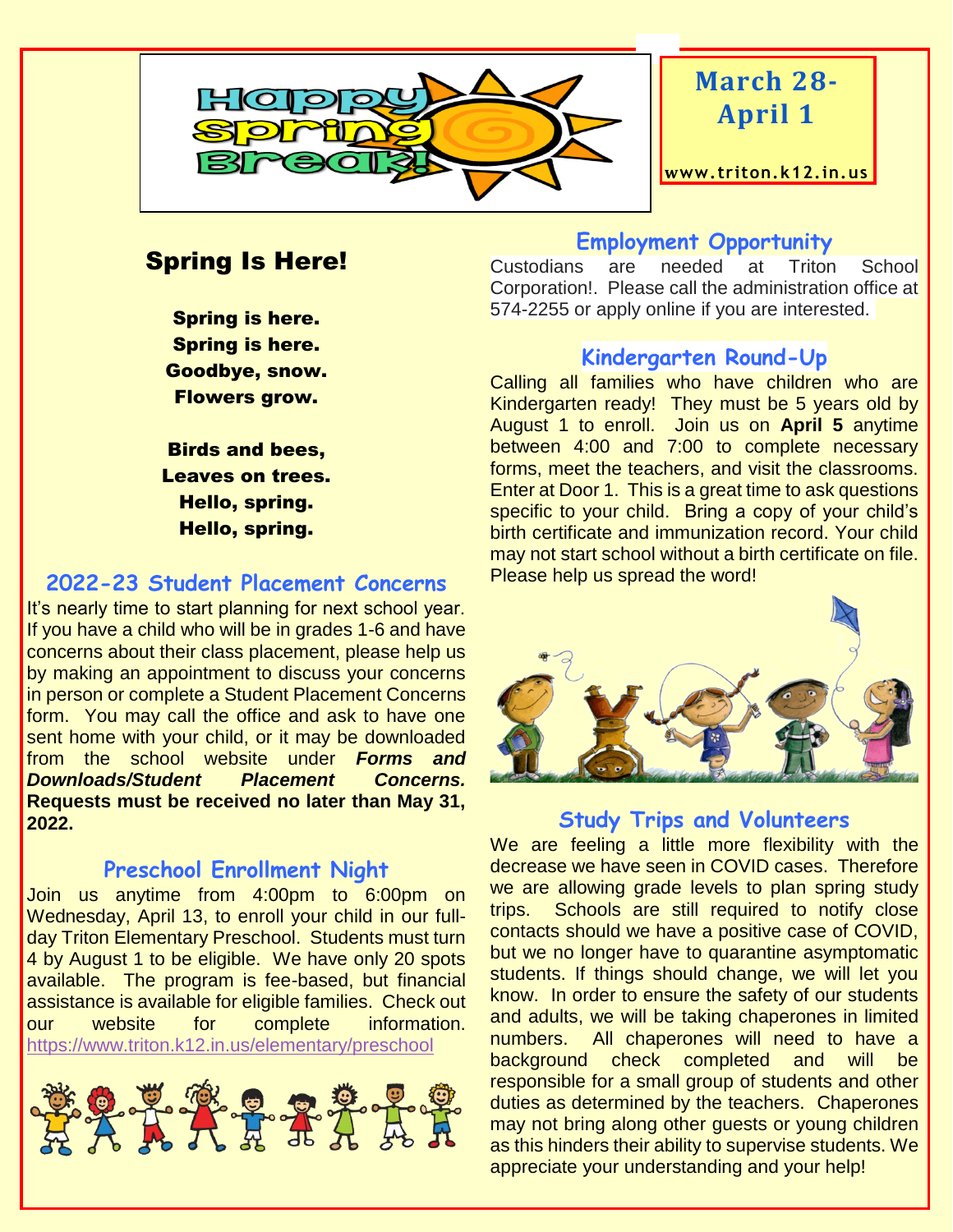# Happy Spring Break!

**March 28-April 1**

www.triton.k12.in.us

## Spring Is Here!

**Spring is here.**
**Spring is here.**
**Goodbye, snow.**
**Flowers grow.**

**Birds and bees,**
**Leaves on trees.**
**Hello, spring.**
**Hello, spring.**

## 2022-23 Student Placement Concerns

It's nearly time to start planning for next school year. If you have a child who will be in grades 1-6 and have concerns about their class placement, please help us by making an appointment to discuss your concerns in person or complete a Student Placement Concerns form. You may call the office and ask to have one sent home with your child, or it may be downloaded from the school website under ***Forms and Downloads/Student Placement Concerns.*** **Requests must be received no later than May 31, 2022.**

## Preschool Enrollment Night

Join us anytime from 4:00pm to 6:00pm on Wednesday, April 13, to enroll your child in our full-day Triton Elementary Preschool. Students must turn 4 by August 1 to be eligible. We have only 20 spots available. The program is fee-based, but financial assistance is available for eligible families. Check out our website for complete information. https://www.triton.k12.in.us/elementary/preschool

## Employment Opportunity

Custodians are needed at Triton School Corporation!. Please call the administration office at 574-2255 or apply online if you are interested.

## Kindergarten Round-Up

Calling all families who have children who are Kindergarten ready! They must be 5 years old by August 1 to enroll. Join us on **April 5** anytime between 4:00 and 7:00 to complete necessary forms, meet the teachers, and visit the classrooms. Enter at Door 1. This is a great time to ask questions specific to your child. Bring a copy of your child's birth certificate and immunization record. Your child may not start school without a birth certificate on file. Please help us spread the word!

## Study Trips and Volunteers

We are feeling a little more flexibility with the decrease we have seen in COVID cases. Therefore we are allowing grade levels to plan spring study trips. Schools are still required to notify close contacts should we have a positive case of COVID, but we no longer have to quarantine asymptomatic students. If things should change, we will let you know. In order to ensure the safety of our students and adults, we will be taking chaperones in limited numbers. All chaperones will need to have a background check completed and will be responsible for a small group of students and other duties as determined by the teachers. Chaperones may not bring along other guests or young children as this hinders their ability to supervise students. We appreciate your understanding and your help!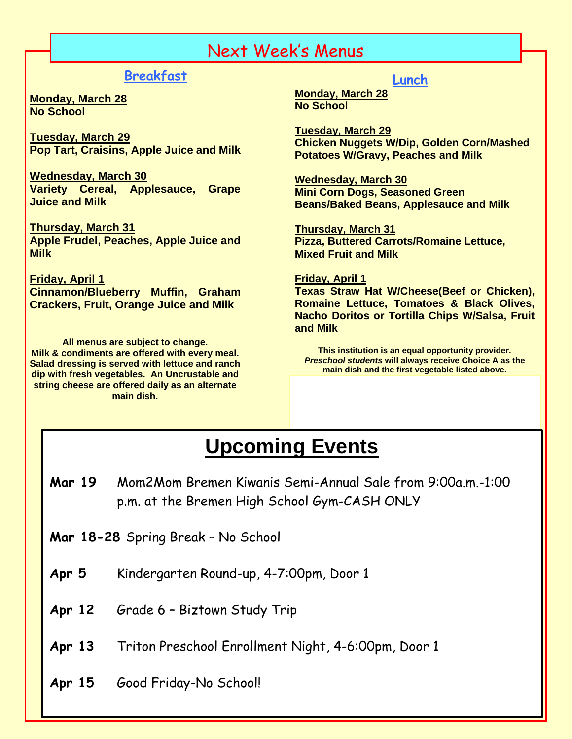# Next Week's Menus

## Breakfast

**Monday, March 28**
**No School**

**Tuesday, March 29**
**Pop Tart, Craisins, Apple Juice and Milk**

**Wednesday, March 30**
**Variety Cereal, Applesauce, Grape Juice and Milk**

**Thursday, March 31**
**Apple Frudel, Peaches, Apple Juice and Milk**

**Friday, April 1**
**Cinnamon/Blueberry Muffin, Graham Crackers, Fruit, Orange Juice and Milk**

**All menus are subject to change.**
**Milk & condiments are offered with every meal. Salad dressing is served with lettuce and ranch dip with fresh vegetables. An Uncrustable and string cheese are offered daily as an alternate main dish.**

## Lunch

**Monday, March 28**
**No School**

**Tuesday, March 29**
**Chicken Nuggets W/Dip, Golden Corn/Mashed Potatoes W/Gravy, Peaches and Milk**

**Wednesday, March 30**
**Mini Corn Dogs, Seasoned Green Beans/Baked Beans, Applesauce and Milk**

**Thursday, March 31**
**Pizza, Buttered Carrots/Romaine Lettuce, Mixed Fruit and Milk**

**Friday, April 1**
**Texas Straw Hat W/Cheese(Beef or Chicken), Romaine Lettuce, Tomatoes & Black Olives, Nacho Doritos or Tortilla Chips W/Salsa, Fruit and Milk**

**This institution is an equal opportunity provider.**
***Preschool students* will always receive Choice A as the main dish and the first vegetable listed above.**

# Upcoming Events

**Mar 19** Mom2Mom Bremen Kiwanis Semi-Annual Sale from 9:00a.m.-1:00 p.m. at the Bremen High School Gym-CASH ONLY

**Mar 18-28** Spring Break – No School

**Apr 5** Kindergarten Round-up, 4-7:00pm, Door 1

**Apr 12** Grade 6 – Biztown Study Trip

**Apr 13** Triton Preschool Enrollment Night, 4-6:00pm, Door 1

**Apr 15** Good Friday-No School!